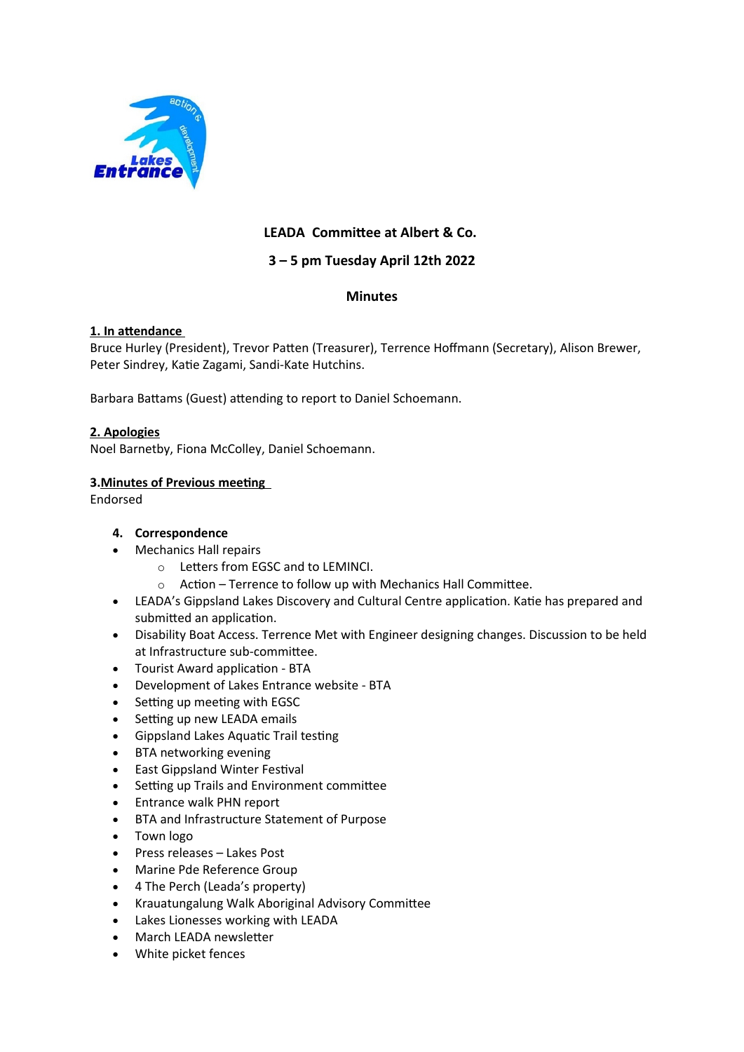**LEADA Committee at Albert & Co.**

**3 – 5 pm Tuesday April 12th 2022**

**Minutes**

**1. In attendance**

Bruce Hurley (President), Trevor Patten (Treasurer), Terrence Hoffmann (Secretary), Alison Brewer, Peter Sindrey, Katie Zagami, Sandi-Kate Hutchins.

Barbara Battams (Guest) attending to report to Daniel Schoemann.

**2. Apologies**

Noel Barnetby, Fiona McColley, Daniel Schoemann.

**3. Minutes of Previous meeting**

Endorsed

**4. Correspondence**

- Mechanics Hall repairs
  - Letters from EGSC and to LEMINCI.
  - Action – Terrence to follow up with Mechanics Hall Committee.
- LEADA's Gippsland Lakes Discovery and Cultural Centre application. Katie has prepared and submitted an application.
- Disability Boat Access. Terrence Met with Engineer designing changes. Discussion to be held at Infrastructure sub-committee.
- Tourist Award application - BTA
- Development of Lakes Entrance website - BTA
- Setting up meeting with EGSC
- Setting up new LEADA emails
- Gippsland Lakes Aquatic Trail testing
- BTA networking evening
- East Gippsland Winter Festival
- Setting up Trails and Environment committee
- Entrance walk PHN report
- BTA and Infrastructure Statement of Purpose
- Town logo
- Press releases – Lakes Post
- Marine Pde Reference Group
- 4 The Perch (Leada's property)
- Krauatungalung Walk Aboriginal Advisory Committee
- Lakes Lionesses working with LEADA
- March LEADA newsletter
- White picket fences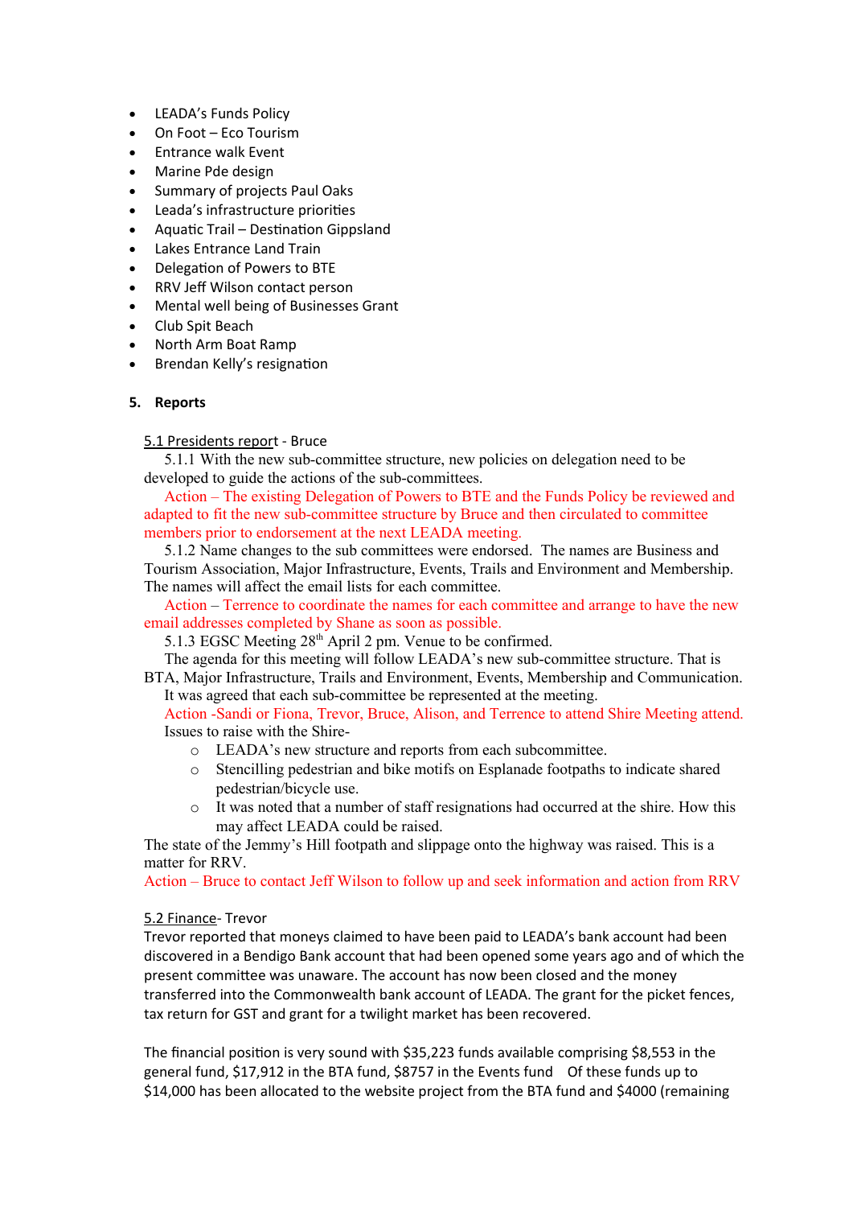- LEADA's Funds Policy
- On Foot – Eco Tourism
- Entrance walk Event
- Marine Pde design
- Summary of projects Paul Oaks
- Leada's infrastructure priorities
- Aquatic Trail – Destination Gippsland
- Lakes Entrance Land Train
- Delegation of Powers to BTE
- RRV Jeff Wilson contact person
- Mental well being of Businesses Grant
- Club Spit Beach
- North Arm Boat Ramp
- Brendan Kelly's resignation

## 5. Reports

5.1 Presidents report - Bruce

5.1.1 With the new sub-committee structure, new policies on delegation need to be developed to guide the actions of the sub-committees.

Action – The existing Delegation of Powers to BTE and the Funds Policy be reviewed and adapted to fit the new sub-committee structure by Bruce and then circulated to committee members prior to endorsement at the next LEADA meeting.

5.1.2 Name changes to the sub committees were endorsed. The names are Business and Tourism Association, Major Infrastructure, Events, Trails and Environment and Membership. The names will affect the email lists for each committee.

Action – Terrence to coordinate the names for each committee and arrange to have the new email addresses completed by Shane as soon as possible.

5.1.3 EGSC Meeting 28th April 2 pm. Venue to be confirmed.

The agenda for this meeting will follow LEADA's new sub-committee structure. That is BTA, Major Infrastructure, Trails and Environment, Events, Membership and Communication.

It was agreed that each sub-committee be represented at the meeting.

Action -Sandi or Fiona, Trevor, Bruce, Alison, and Terrence to attend Shire Meeting attend.

Issues to raise with the Shire-

- LEADA's new structure and reports from each subcommittee.
- Stencilling pedestrian and bike motifs on Esplanade footpaths to indicate shared pedestrian/bicycle use.
- It was noted that a number of staff resignations had occurred at the shire. How this may affect LEADA could be raised.

The state of the Jemmy's Hill footpath and slippage onto the highway was raised. This is a matter for RRV.

Action – Bruce to contact Jeff Wilson to follow up and seek information and action from RRV

5.2 Finance- Trevor

Trevor reported that moneys claimed to have been paid to LEADA's bank account had been discovered in a Bendigo Bank account that had been opened some years ago and of which the present committee was unaware. The account has now been closed and the money transferred into the Commonwealth bank account of LEADA. The grant for the picket fences, tax return for GST and grant for a twilight market has been recovered.

The financial position is very sound with $35,223 funds available comprising $8,553 in the general fund, $17,912 in the BTA fund, $8757 in the Events fund Of these funds up to $14,000 has been allocated to the website project from the BTA fund and $4000 (remaining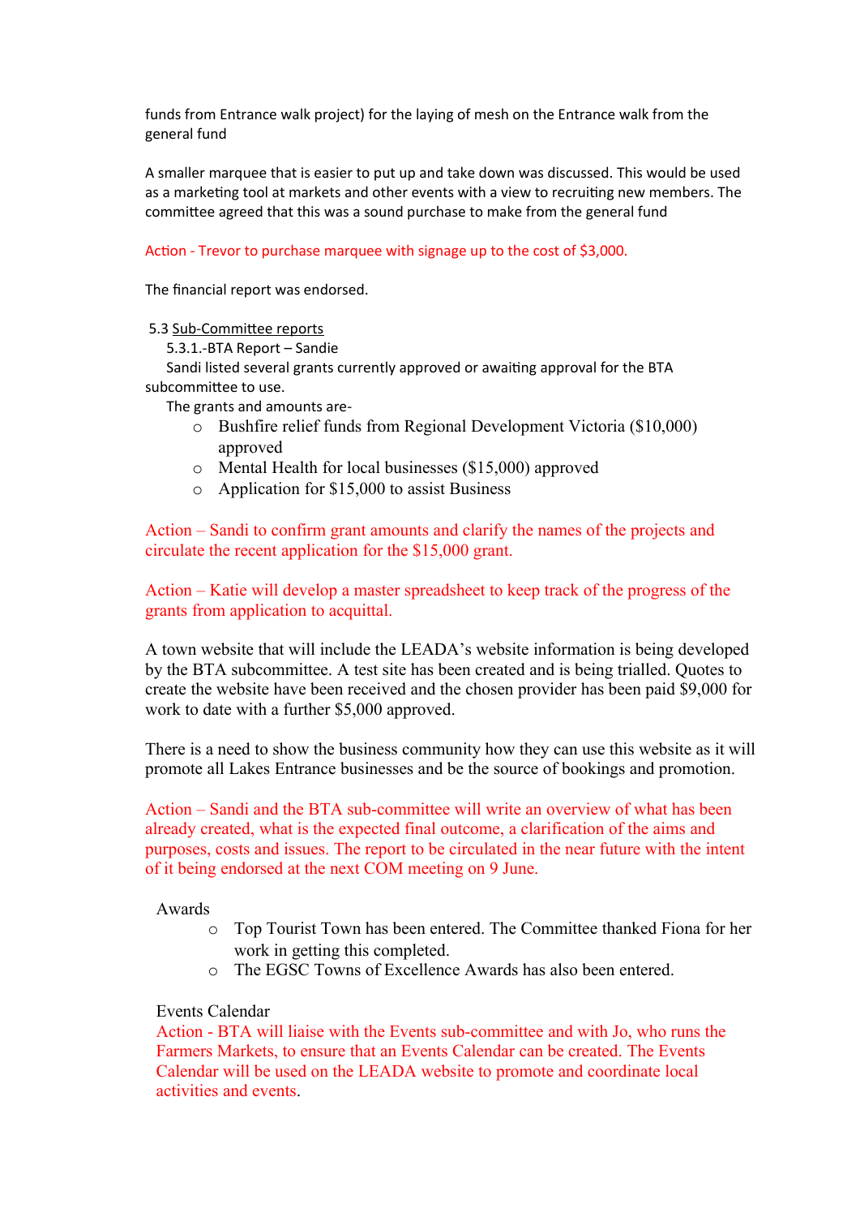funds from Entrance walk project) for the laying of mesh on the Entrance walk from the general fund

A smaller marquee that is easier to put up and take down was discussed. This would be used as a marketing tool at markets and other events with a view to recruiting new members. The committee agreed that this was a sound purchase to make from the general fund

Action - Trevor to purchase marquee with signage up to the cost of $3,000.

The financial report was endorsed.

5.3 Sub-Committee reports

5.3.1.-BTA Report – Sandie

Sandi listed several grants currently approved or awaiting approval for the BTA subcommittee to use.

The grants and amounts are-

- Bushfire relief funds from Regional Development Victoria ($10,000) approved
- Mental Health for local businesses ($15,000) approved
- Application for $15,000 to assist Business

Action – Sandi to confirm grant amounts and clarify the names of the projects and circulate the recent application for the $15,000 grant.

Action – Katie will develop a master spreadsheet to keep track of the progress of the grants from application to acquittal.

A town website that will include the LEADA's website information is being developed by the BTA subcommittee. A test site has been created and is being trialled. Quotes to create the website have been received and the chosen provider has been paid $9,000 for work to date with a further $5,000 approved.

There is a need to show the business community how they can use this website as it will promote all Lakes Entrance businesses and be the source of bookings and promotion.

Action – Sandi and the BTA sub-committee will write an overview of what has been already created, what is the expected final outcome, a clarification of the aims and purposes, costs and issues. The report to be circulated in the near future with the intent of it being endorsed at the next COM meeting on 9 June.

Awards

- Top Tourist Town has been entered. The Committee thanked Fiona for her work in getting this completed.
- The EGSC Towns of Excellence Awards has also been entered.

Events Calendar

Action - BTA will liaise with the Events sub-committee and with Jo, who runs the Farmers Markets, to ensure that an Events Calendar can be created. The Events Calendar will be used on the LEADA website to promote and coordinate local activities and events.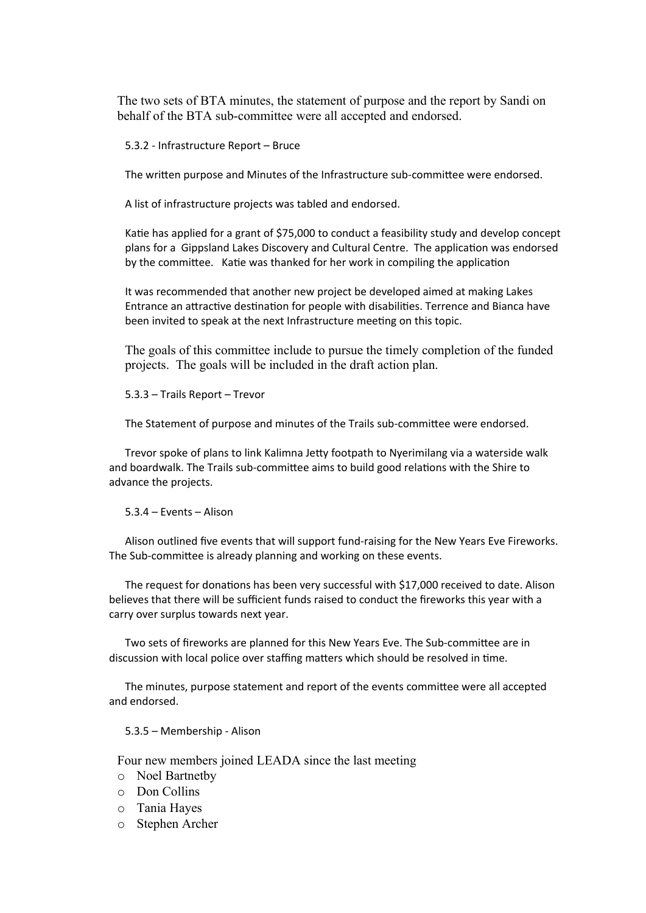The two sets of BTA minutes, the statement of purpose and the report by Sandi on behalf of the BTA sub-committee were all accepted and endorsed.

5.3.2 - Infrastructure Report – Bruce

The written purpose and Minutes of the Infrastructure sub-committee were endorsed.

A list of infrastructure projects was tabled and endorsed.

Katie has applied for a grant of $75,000 to conduct a feasibility study and develop concept plans for a Gippsland Lakes Discovery and Cultural Centre. The application was endorsed by the committee. Katie was thanked for her work in compiling the application

It was recommended that another new project be developed aimed at making Lakes Entrance an attractive destination for people with disabilities. Terrence and Bianca have been invited to speak at the next Infrastructure meeting on this topic.

The goals of this committee include to pursue the timely completion of the funded projects. The goals will be included in the draft action plan.

5.3.3 – Trails Report – Trevor

The Statement of purpose and minutes of the Trails sub-committee were endorsed.

Trevor spoke of plans to link Kalimna Jetty footpath to Nyerimilang via a waterside walk and boardwalk. The Trails sub-committee aims to build good relations with the Shire to advance the projects.

5.3.4 – Events – Alison

Alison outlined five events that will support fund-raising for the New Years Eve Fireworks. The Sub-committee is already planning and working on these events.

The request for donations has been very successful with $17,000 received to date. Alison believes that there will be sufficient funds raised to conduct the fireworks this year with a carry over surplus towards next year.

Two sets of fireworks are planned for this New Years Eve. The Sub-committee are in discussion with local police over staffing matters which should be resolved in time.

The minutes, purpose statement and report of the events committee were all accepted and endorsed.

5.3.5 – Membership - Alison

Four new members joined LEADA since the last meeting

- Noel Bartnetby
- Don Collins
- Tania Hayes
- Stephen Archer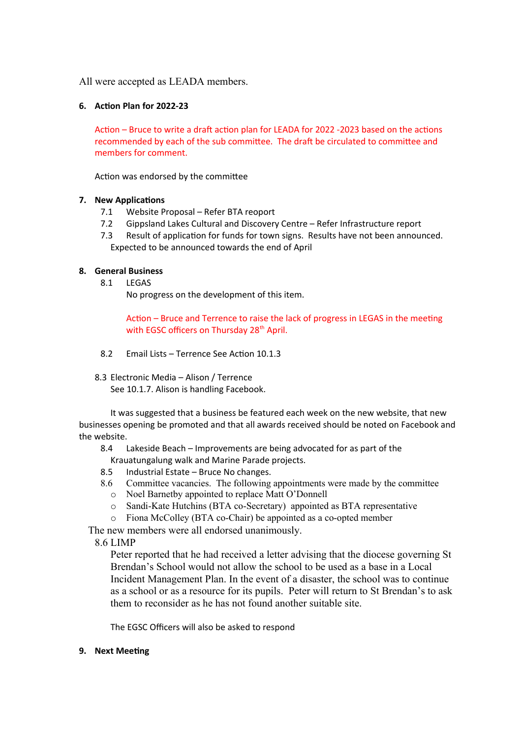All were accepted as LEADA members.

**6. Action Plan for 2022-23**

Action – Bruce to write a draft action plan for LEADA for 2022 -2023 based on the actions recommended by each of the sub committee. The draft be circulated to committee and members for comment.

Action was endorsed by the committee

**7. New Applications**

7.1 Website Proposal – Refer BTA reoport

7.2 Gippsland Lakes Cultural and Discovery Centre – Refer Infrastructure report

7.3 Result of application for funds for town signs. Results have not been announced. Expected to be announced towards the end of April

**8. General Business**

8.1 LEGAS

No progress on the development of this item.

Action – Bruce and Terrence to raise the lack of progress in LEGAS in the meeting with EGSC officers on Thursday 28th April.

8.2 Email Lists – Terrence See Action 10.1.3

8.3 Electronic Media – Alison / Terrence

See 10.1.7. Alison is handling Facebook.

It was suggested that a business be featured each week on the new website, that new businesses opening be promoted and that all awards received should be noted on Facebook and the website.

8.4 Lakeside Beach – Improvements are being advocated for as part of the Krauatungalung walk and Marine Parade projects.

8.5 Industrial Estate – Bruce No changes.

8.6 Committee vacancies. The following appointments were made by the committee

- Noel Barnetby appointed to replace Matt O'Donnell
- Sandi-Kate Hutchins (BTA co-Secretary) appointed as BTA representative
- Fiona McColley (BTA co-Chair) be appointed as a co-opted member

The new members were all endorsed unanimously.

8.6 LIMP

Peter reported that he had received a letter advising that the diocese governing St Brendan's School would not allow the school to be used as a base in a Local Incident Management Plan. In the event of a disaster, the school was to continue as a school or as a resource for its pupils. Peter will return to St Brendan's to ask them to reconsider as he has not found another suitable site.

The EGSC Officers will also be asked to respond

**9. Next Meeting**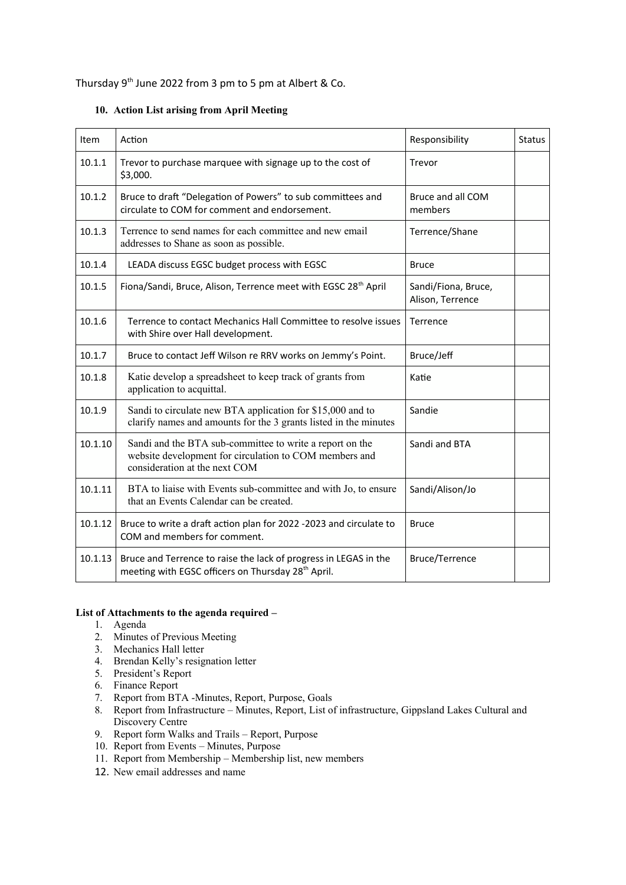Thursday 9th June 2022 from 3 pm to 5 pm at Albert & Co.

**10. Action List arising from April Meeting**

| Item | Action | Responsibility | Status |
| --- | --- | --- | --- |
| 10.1.1 | Trevor to purchase marquee with signage up to the cost of $3,000. | Trevor | |
| 10.1.2 | Bruce to draft "Delegation of Powers" to sub committees and circulate to COM for comment and endorsement. | Bruce and all COM members | |
| 10.1.3 | Terrence to send names for each committee and new email addresses to Shane as soon as possible. | Terrence/Shane | |
| 10.1.4 | LEADA discuss EGSC budget process with EGSC | Bruce | |
| 10.1.5 | Fiona/Sandi, Bruce, Alison, Terrence meet with EGSC 28th April | Sandi/Fiona, Bruce, Alison, Terrence | |
| 10.1.6 | Terrence to contact Mechanics Hall Committee to resolve issues with Shire over Hall development. | Terrence | |
| 10.1.7 | Bruce to contact Jeff Wilson re RRV works on Jemmy's Point. | Bruce/Jeff | |
| 10.1.8 | Katie develop a spreadsheet to keep track of grants from application to acquittal. | Katie | |
| 10.1.9 | Sandi to circulate new BTA application for $15,000 and to clarify names and amounts for the 3 grants listed in the minutes | Sandie | |
| 10.1.10 | Sandi and the BTA sub-committee to write a report on the website development for circulation to COM members and consideration at the next COM | Sandi and BTA | |
| 10.1.11 | BTA to liaise with Events sub-committee and with Jo, to ensure that an Events Calendar can be created. | Sandi/Alison/Jo | |
| 10.1.12 | Bruce to write a draft action plan for 2022 -2023 and circulate to COM and members for comment. | Bruce | |
| 10.1.13 | Bruce and Terrence to raise the lack of progress in LEGAS in the meeting with EGSC officers on Thursday 28th April. | Bruce/Terrence | |

**List of Attachments to the agenda required –**

1. Agenda
2. Minutes of Previous Meeting
3. Mechanics Hall letter
4. Brendan Kelly's resignation letter
5. President's Report
6. Finance Report
7. Report from BTA -Minutes, Report, Purpose, Goals
8. Report from Infrastructure – Minutes, Report, List of infrastructure, Gippsland Lakes Cultural and Discovery Centre
9. Report form Walks and Trails – Report, Purpose
10. Report from Events – Minutes, Purpose
11. Report from Membership – Membership list, new members
12. New email addresses and name